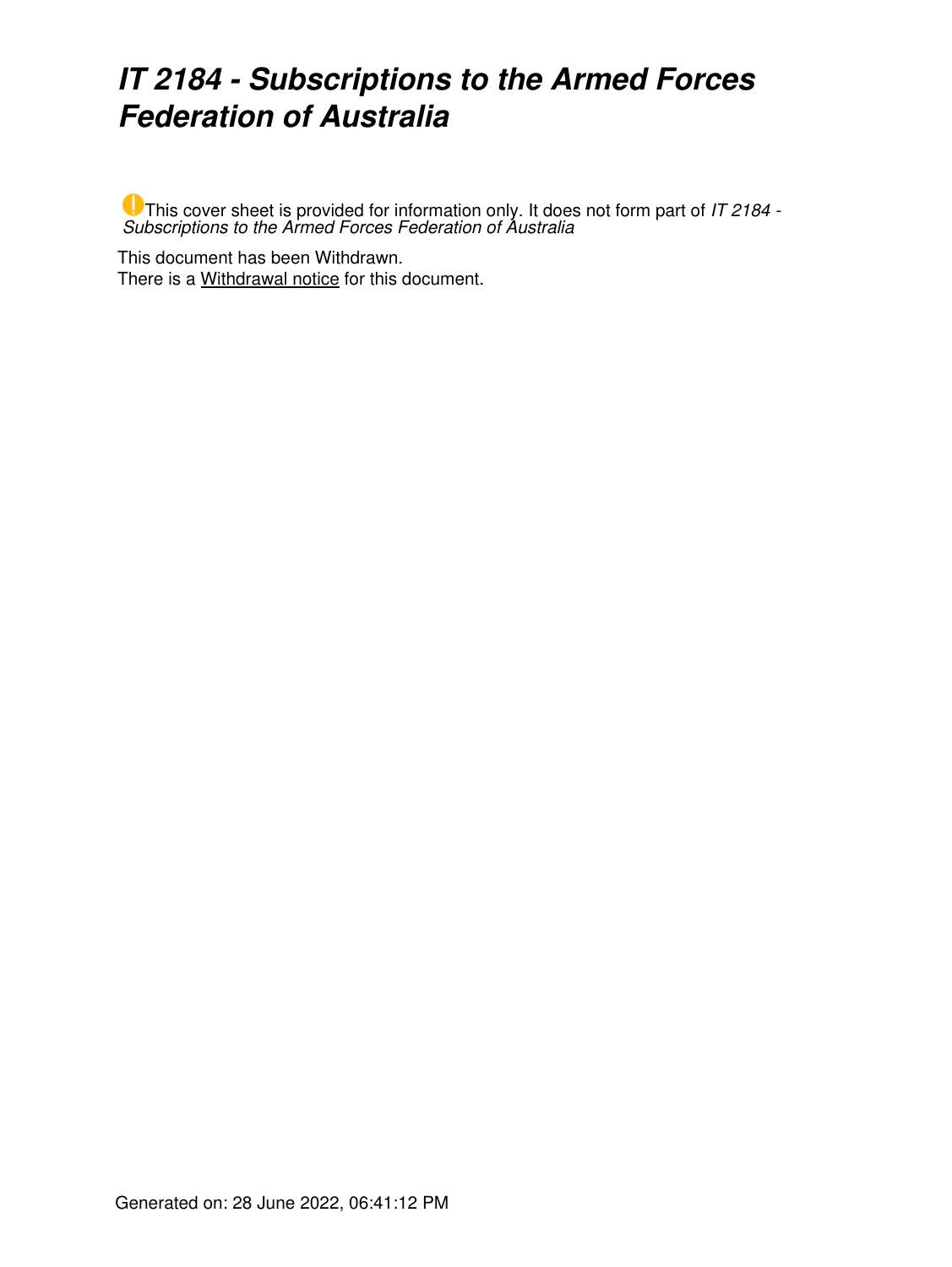# *IT 2184 - Subscriptions to the Armed Forces Federation of Australia*

This cover sheet is provided for information only. It does not form part of *IT 2184 - Subscriptions to the Armed Forces Federation of Australia*

This document has been Withdrawn.
There is a Withdrawal notice for this document.

Generated on: 28 June 2022, 06:41:12 PM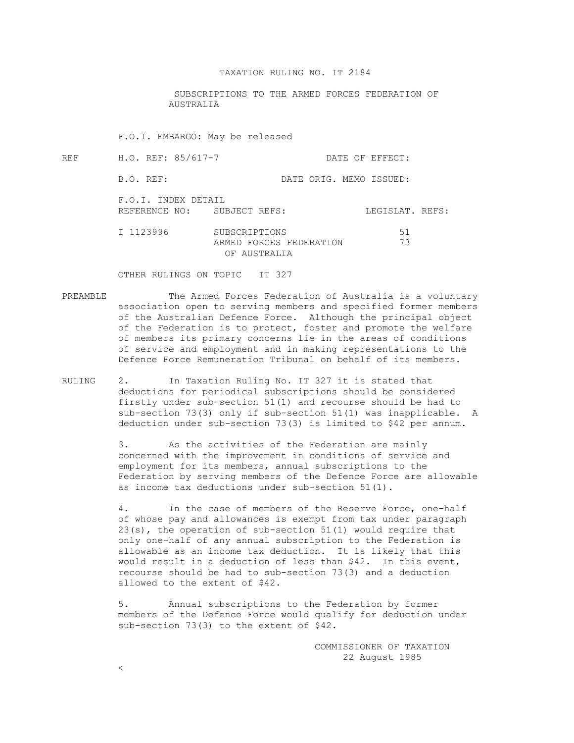# TAXATION RULING NO. IT 2184

## SUBSCRIPTIONS TO THE ARMED FORCES FEDERATION OF AUSTRALIA

F.O.I. EMBARGO: May be released

REF H.O. REF: 85/617-7 DATE OF EFFECT:

B.O. REF: DATE ORIG. MEMO ISSUED:

F.O.I. INDEX DETAIL

| REFERENCE NO: | SUBJECT REFS: | LEGISLAT. REFS: |
|---|---|---|
| I 1123996 | SUBSCRIPTIONS | 51 |
| | ARMED FORCES FEDERATION OF AUSTRALIA | 73 |

OTHER RULINGS ON TOPIC IT 327

PREAMBLE The Armed Forces Federation of Australia is a voluntary association open to serving members and specified former members of the Australian Defence Force. Although the principal object of the Federation is to protect, foster and promote the welfare of members its primary concerns lie in the areas of conditions of service and employment and in making representations to the Defence Force Remuneration Tribunal on behalf of its members.

RULING 2. In Taxation Ruling No. IT 327 it is stated that deductions for periodical subscriptions should be considered firstly under sub-section 51(1) and recourse should be had to sub-section 73(3) only if sub-section 51(1) was inapplicable. A deduction under sub-section 73(3) is limited to $42 per annum.

3. As the activities of the Federation are mainly concerned with the improvement in conditions of service and employment for its members, annual subscriptions to the Federation by serving members of the Defence Force are allowable as income tax deductions under sub-section 51(1).

4. In the case of members of the Reserve Force, one-half of whose pay and allowances is exempt from tax under paragraph 23(s), the operation of sub-section 51(1) would require that only one-half of any annual subscription to the Federation is allowable as an income tax deduction. It is likely that this would result in a deduction of less than $42. In this event, recourse should be had to sub-section 73(3) and a deduction allowed to the extent of $42.

5. Annual subscriptions to the Federation by former members of the Defence Force would qualify for deduction under sub-section 73(3) to the extent of $42.

COMMISSIONER OF TAXATION
22 August 1985

<